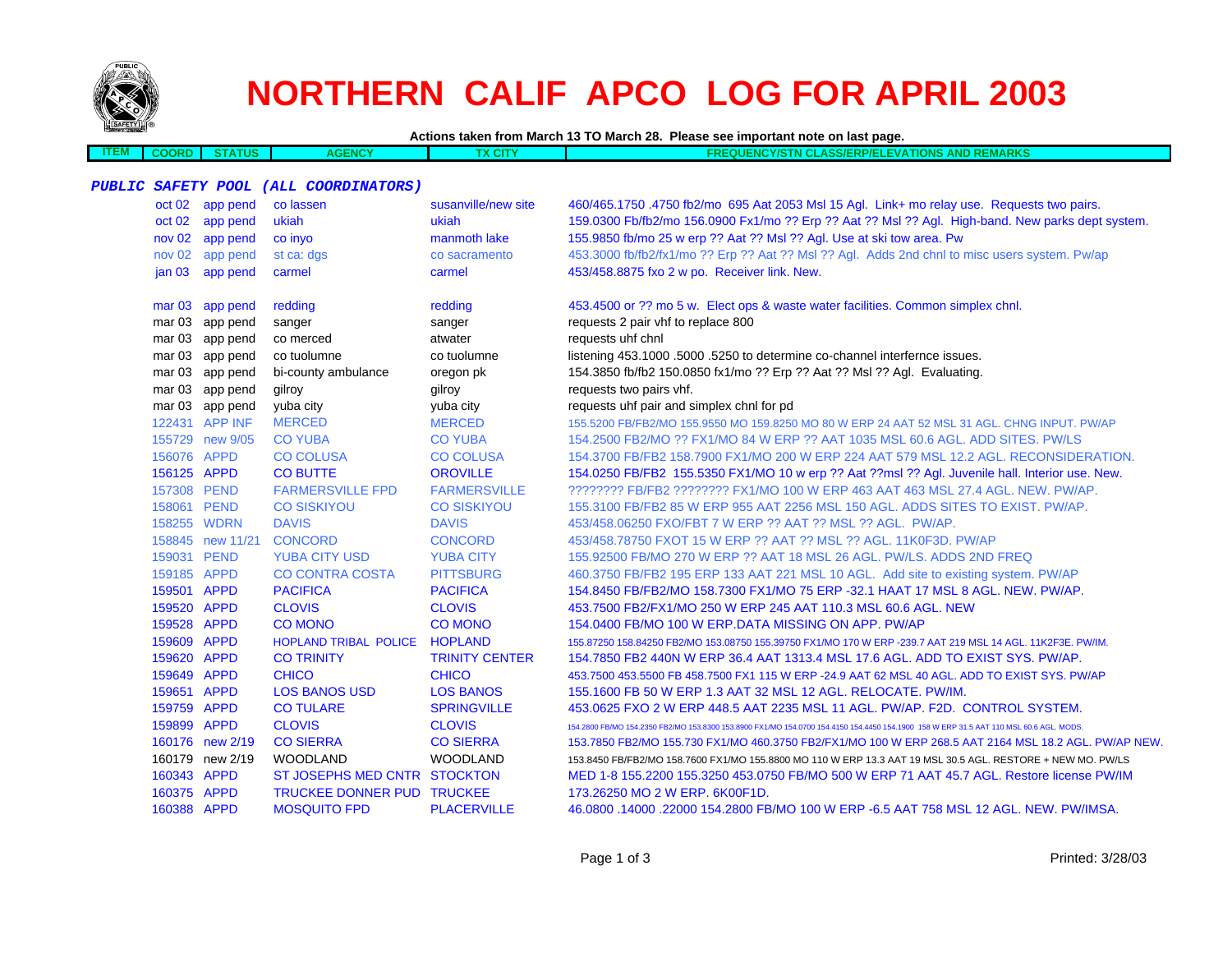# NORTHERN CALIF APCO LOG FOR APRIL 2003

**Actions taken from March 13 TO March 28. Please see important note on last page.**

| ITEM | COORD | STATUS | AGENCY | TX CITY | FREQUENCY/STN CLASS/ERP/ELEVATIONS AND REMARKS |
|---|---|---|---|---|---|
| ***PUBLIC SAFETY POOL (ALL COORDINATORS)*** | | | | | |
| | oct 02 | app pend | co lassen | susanville/new site | 460/465.1750 .4750 fb2/mo 695 Aat 2053 Msl 15 Agl. Link+ mo relay use. Requests two pairs. |
| | oct 02 | app pend | ukiah | ukiah | 159.0300 Fb/fb2/mo 156.0900 Fx1/mo ?? Erp ?? Aat ?? Msl ?? Agl. High-band. New parks dept system. |
| | nov 02 | app pend | co inyo | manmoth lake | 155.9850 fb/mo 25 w erp ?? Aat ?? Msl ?? Agl. Use at ski tow area. Pw |
| | nov 02 | app pend | st ca: dgs | co sacramento | 453.3000 fb/fb2/fx1/mo ?? Erp ?? Aat ?? Msl ?? Agl. Adds 2nd chnl to misc users system. Pw/ap |
| | jan 03 | app pend | carmel | carmel | 453/458.8875 fxo 2 w po. Receiver link. New. |
| | mar 03 | app pend | redding | redding | 453.4500 or ?? mo 5 w. Elect ops & waste water facilities. Common simplex chnl. |
| | mar 03 | app pend | sanger | sanger | requests 2 pair vhf to replace 800 |
| | mar 03 | app pend | co merced | atwater | requests uhf chnl |
| | mar 03 | app pend | co tuolumne | co tuolumne | listening 453.1000 .5000 .5250 to determine co-channel interfernce issues. |
| | mar 03 | app pend | bi-county ambulance | oregon pk | 154.3850 fb/fb2 150.0850 fx1/mo ?? Erp ?? Aat ?? Msl ?? Agl. Evaluating. |
| | mar 03 | app pend | gilroy | gilroy | requests two pairs vhf. |
| | mar 03 | app pend | yuba city | yuba city | requests uhf pair and simplex chnl for pd |
| | 122431 | APP INF | MERCED | MERCED | 155.5200 FB/FB2/MO 155.9550 MO 159.8250 MO 80 W ERP 24 AAT 52 MSL 31 AGL. CHNG INPUT. PW/AP |
| | 155729 | new 9/05 | CO YUBA | CO YUBA | 154.2500 FB2/MO ?? FX1/MO 84 W ERP ?? AAT 1035 MSL 60.6 AGL. ADD SITES. PW/LS |
| | 156076 | APPD | CO COLUSA | CO COLUSA | 154.3700 FB/FB2 158.7900 FX1/MO 200 W ERP 224 AAT 579 MSL 12.2 AGL. RECONSIDERATION. |
| | 156125 | APPD | CO BUTTE | OROVILLE | 154.0250 FB/FB2 155.5350 FX1/MO 10 w erp ?? Aat ??msl ?? Agl. Juvenile hall. Interior use. New. |
| | 157308 | PEND | FARMERSVILLE FPD | FARMERSVILLE | ???????? FB/FB2 ???????? FX1/MO 100 W ERP 463 AAT 463 MSL 27.4 AGL. NEW. PW/AP. |
| | 158061 | PEND | CO SISKIYOU | CO SISKIYOU | 155.3100 FB/FB2 85 W ERP 955 AAT 2256 MSL 150 AGL. ADDS SITES TO EXIST. PW/AP. |
| | 158255 | WDRN | DAVIS | DAVIS | 453/458.06250 FXO/FBT 7 W ERP ?? AAT ?? MSL ?? AGL. PW/AP. |
| | 158845 | new 11/21 | CONCORD | CONCORD | 453/458.78750 FXOT 15 W ERP ?? AAT ?? MSL ?? AGL. 11K0F3D. PW/AP |
| | 159031 | PEND | YUBA CITY USD | YUBA CITY | 155.92500 FB/MO 270 W ERP ?? AAT 18 MSL 26 AGL. PW/LS. ADDS 2ND FREQ |
| | 159185 | APPD | CO CONTRA COSTA | PITTSBURG | 460.3750 FB/FB2 195 ERP 133 AAT 221 MSL 10 AGL. Add site to existing system. PW/AP |
| | 159501 | APPD | PACIFICA | PACIFICA | 154.8450 FB/FB2/MO 158.7300 FX1/MO 75 ERP -32.1 HAAT 17 MSL 8 AGL. NEW. PW/AP. |
| | 159520 | APPD | CLOVIS | CLOVIS | 453.7500 FB2/FX1/MO 250 W ERP 245 AAT 110.3 MSL 60.6 AGL. NEW |
| | 159528 | APPD | CO MONO | CO MONO | 154.0400 FB/MO 100 W ERP.DATA MISSING ON APP. PW/AP |
| | 159609 | APPD | HOPLAND TRIBAL POLICE | HOPLAND | 155.87250 158.84250 FB2/MO 153.08750 155.39750 FX1/MO 170 W ERP -239.7 AAT 219 MSL 14 AGL. 11K2F3E. PW/IM. |
| | 159620 | APPD | CO TRINITY | TRINITY CENTER | 154.7850 FB2 440N W ERP 36.4 AAT 1313.4 MSL 17.6 AGL. ADD TO EXIST SYS. PW/AP. |
| | 159649 | APPD | CHICO | CHICO | 453.7500 453.5500 FB 458.7500 FX1 115 W ERP -24.9 AAT 62 MSL 40 AGL. ADD TO EXIST SYS. PW/AP |
| | 159651 | APPD | LOS BANOS USD | LOS BANOS | 155.1600 FB 50 W ERP 1.3 AAT 32 MSL 12 AGL. RELOCATE. PW/IM. |
| | 159759 | APPD | CO TULARE | SPRINGVILLE | 453.0625 FXO 2 W ERP 448.5 AAT 2235 MSL 11 AGL. PW/AP. F2D. CONTROL SYSTEM. |
| | 159899 | APPD | CLOVIS | CLOVIS | 154.2800 FB/MO 154.2350 FB2/MO 153.8300 153.8900 FX1/MO 154.0700 154.4150 154.4450 154.1900 158 W ERP 31.5 AAT 110 MSL 60.6 AGL. MODS. |
| | 160176 | new 2/19 | CO SIERRA | CO SIERRA | 153.7850 FB2/MO 155.730 FX1/MO 460.3750 FB2/FX1/MO 100 W ERP 268.5 AAT 2164 MSL 18.2 AGL. PW/AP NEW. |
| | 160179 | new 2/19 | WOODLAND | WOODLAND | 153.8450 FB/FB2/MO 158.7600 FX1/MO 155.8800 MO 110 W ERP 13.3 AAT 19 MSL 30.5 AGL. RESTORE + NEW MO. PW/LS |
| | 160343 | APPD | ST JOSEPHS MED CNTR | STOCKTON | MED 1-8 155.2200 155.3250 453.0750 FB/MO 500 W ERP 71 AAT 45.7 AGL. Restore license PW/IM |
| | 160375 | APPD | TRUCKEE DONNER PUD | TRUCKEE | 173.26250 MO 2 W ERP. 6K00F1D. |
| | 160388 | APPD | MOSQUITO FPD | PLACERVILLE | 46.0800 .14000 .22000 154.2800 FB/MO 100 W ERP -6.5 AAT 758 MSL 12 AGL. NEW. PW/IMSA. |

Printed: 3/28/03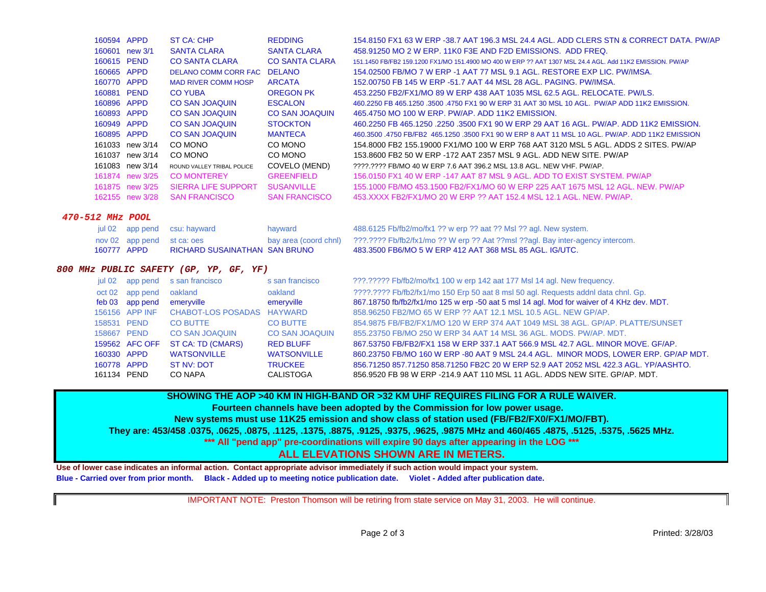| | | | | |
|---|---|---|---|---|
| 160594 | APPD | ST CA: CHP | REDDING | 154.8150 FX1 63 W ERP -38.7 AAT 196.3 MSL 24.4 AGL. ADD CLERS STN & CORRECT DATA. PW/AP |
| 160601 | new 3/1 | SANTA CLARA | SANTA CLARA | 458.91250 MO 2 W ERP. 11K0 F3E AND F2D EMISSIONS. ADD FREQ. |
| 160615 | PEND | CO SANTA CLARA | CO SANTA CLARA | 151.1450 FB/FB2 159.1200 FX1/MO 151.4900 MO 400 W ERP ?? AAT 1307 MSL 24.4 AGL. Add 11K2 EMISSION. PW/AP |
| 160665 | APPD | DELANO COMM CORR FAC | DELANO | 154.02500 FB/MO 7 W ERP -1 AAT 77 MSL 9.1 AGL. RESTORE EXP LIC. PW/IMSA. |
| 160770 | APPD | MAD RIVER COMM HOSP | ARCATA | 152.00750 FB 145 W ERP -51.7 AAT 44 MSL 28 AGL. PAGING. PW/IMSA. |
| 160881 | PEND | CO YUBA | OREGON PK | 453.2250 FB2/FX1/MO 89 W ERP 438 AAT 1035 MSL 62.5 AGL. RELOCATE. PW/LS. |
| 160896 | APPD | CO SAN JOAQUIN | ESCALON | 460.2250 FB 465.1250 .3500 .4750 FX1 90 W ERP 31 AAT 30 MSL 10 AGL. PW/AP ADD 11K2 EMISSION. |
| 160893 | APPD | CO SAN JOAQUIN | CO SAN JOAQUIN | 465.4750 MO 100 W ERP. PW/AP. ADD 11K2 EMISSION. |
| 160949 | APPD | CO SAN JOAQUIN | STOCKTON | 460.2250 FB 465.1250 .2250 .3500 FX1 90 W ERP 29 AAT 16 AGL. PW/AP. ADD 11K2 EMISSION. |
| 160895 | APPD | CO SAN JOAQUIN | MANTECA | 460.3500 .4750 FB/FB2 465.1250 .3500 FX1 90 W ERP 8 AAT 11 MSL 10 AGL. PW/AP. ADD 11K2 EMISSION |
| 161033 | new 3/14 | CO MONO | CO MONO | 154.8000 FB2 155.19000 FX1/MO 100 W ERP 768 AAT 3120 MSL 5 AGL. ADDS 2 SITES. PW/AP |
| 161037 | new 3/14 | CO MONO | CO MONO | 153.8600 FB2 50 W ERP -172 AAT 2357 MSL 9 AGL. ADD NEW SITE. PW/AP |
| 161083 | new 3/14 | ROUND VALLEY TRIBAL POLICE | COVELO (MEND) | ????.???? FB/MO 40 W ERP 7.6 AAT 396.2 MSL 13.8 AGL. NEW VHF. PW/AP. |
| 161874 | new 3/25 | CO MONTEREY | GREENFIELD | 156.0150 FX1 40 W ERP -147 AAT 87 MSL 9 AGL. ADD TO EXIST SYSTEM. PW/AP |
| 161875 | new 3/25 | SIERRA LIFE SUPPORT | SUSANVILLE | 155.1000 FB/MO 453.1500 FB2/FX1/MO 60 W ERP 225 AAT 1675 MSL 12 AGL. NEW. PW/AP |
| 162155 | new 3/28 | SAN FRANCISCO | SAN FRANCISCO | 453.XXXX FB2/FX1/MO 20 W ERP ?? AAT 152.4 MSL 12.1 AGL. NEW. PW/AP. |

### *470-512 MHz POOL*

| | | | | |
|---|---|---|---|---|
| jul 02 | app pend | csu: hayward | hayward | 488.6125 Fb/fb2/mo/fx1 ?? w erp ?? aat ?? Msl ?? agl. New system. |
| nov 02 | app pend | st ca: oes | bay area (coord chnl) | ???.???? Fb/fb2/fx1/mo ?? W erp ?? Aat ??msl ??agl. Bay inter-agency intercom. |
| 160777 | APPD | RICHARD SUSAINATHAN | SAN BRUNO | 483.3500 FB6/MO 5 W ERP 412 AAT 368 MSL 85 AGL. IG/UTC. |

### *800 MHz PUBLIC SAFETY (GP, YP, GF, YF)*

| | | | | |
|---|---|---|---|---|
| jul 02 | app pend | s san francisco | s san francisco | ???.????? Fb/fb2/mo/fx1 100 w erp 142 aat 177 Msl 14 agl. New frequency. |
| oct 02 | app pend | oakland | oakland | ????.???? Fb/fb2/fx1/mo 150 Erp 50 aat 8 msl 50 agl. Requests addnl data chnl. Gp. |
| feb 03 | app pend | emeryville | emeryville | 867.18750 fb/fb2/fx1/mo 125 w erp -50 aat 5 msl 14 agl. Mod for waiver of 4 KHz dev. MDT. |
| 156156 | APP INF | CHABOT-LOS POSADAS | HAYWARD | 858.96250 FB2/MO 65 W ERP ?? AAT 12.1 MSL 10.5 AGL. NEW GP/AP. |
| 158531 | PEND | CO BUTTE | CO BUTTE | 854.9875 FB/FB2/FX1/MO 120 W ERP 374 AAT 1049 MSL 38 AGL. GP/AP. PLATTE/SUNSET |
| 158667 | PEND | CO SAN JOAQUIN | CO SAN JOAQUIN | 855.23750 FB/MO 250 W ERP 34 AAT 14 MSL 36 AGL. MODS. PW/AP. MDT. |
| 159562 | AFC OFF | ST CA: TD (CMARS) | RED BLUFF | 867.53750 FB/FB2/FX1 158 W ERP 337.1 AAT 566.9 MSL 42.7 AGL. MINOR MOVE. GF/AP. |
| 160330 | APPD | WATSONVILLE | WATSONVILLE | 860.23750 FB/MO 160 W ERP -80 AAT 9 MSL 24.4 AGL. MINOR MODS, LOWER ERP. GP/AP MDT. |
| 160778 | APPD | ST NV: DOT | TRUCKEE | 856.71250 857.71250 858.71250 FB2C 20 W ERP 52.9 AAT 2052 MSL 422.3 AGL. YP/AASHTO. |
| 161134 | PEND | CO NAPA | CALISTOGA | 856.9520 FB 98 W ERP -214.9 AAT 110 MSL 11 AGL. ADDS NEW SITE. GP/AP. MDT. |

**SHOWING THE AOP >40 KM IN HIGH-BAND OR >32 KM UHF REQUIRES FILING FOR A RULE WAIVER.**
**Fourteen channels have been adopted by the Commission for low power usage.**
**New systems must use 11K25 emission and show class of station used (FB/FB2/FX0/FX1/MO/FBT).**
**They are: 453/458 .0375, .0625, .0875, .1125, .1375, .8875, .9125, .9375, .9625, .9875 MHz and 460/465 .4875, .5125, .5375, .5625 MHz.**
**\*\*\* All "pend app" pre-coordinations will expire 90 days after appearing in the LOG \*\*\***
**ALL ELEVATIONS SHOWN ARE IN METERS.**

**Use of lower case indicates an informal action. Contact appropriate advisor immediately if such action would impact your system.**
**Blue - Carried over from prior month. Black - Added up to meeting notice publication date. Violet - Added after publication date.**

IMPORTANT NOTE: Preston Thomson will be retiring from state service on May 31, 2003. He will continue.

Printed: 3/28/03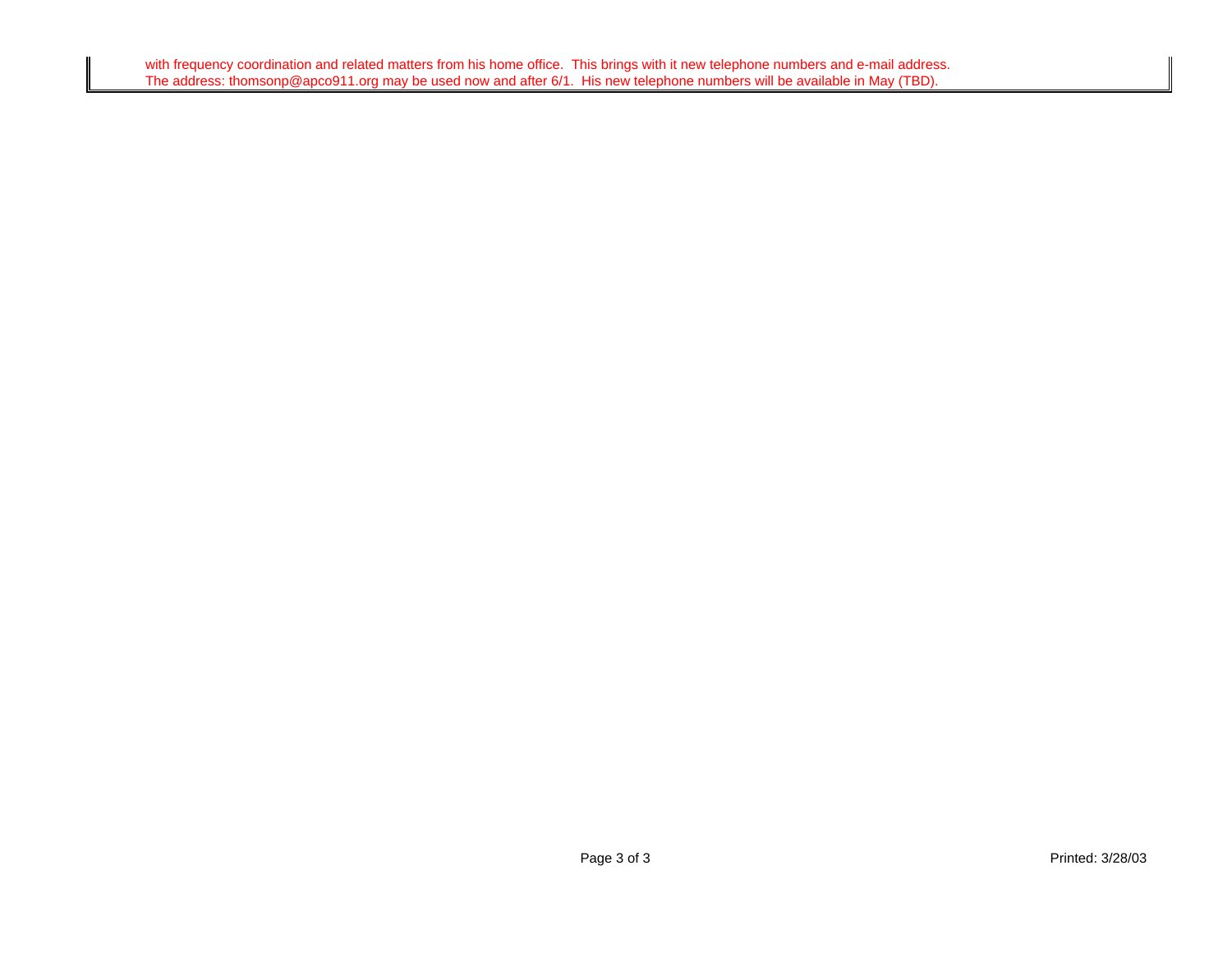with frequency coordination and related matters from his home office. This brings with it new telephone numbers and e-mail address. The address: thomsonp@apco911.org may be used now and after 6/1. His new telephone numbers will be available in May (TBD).